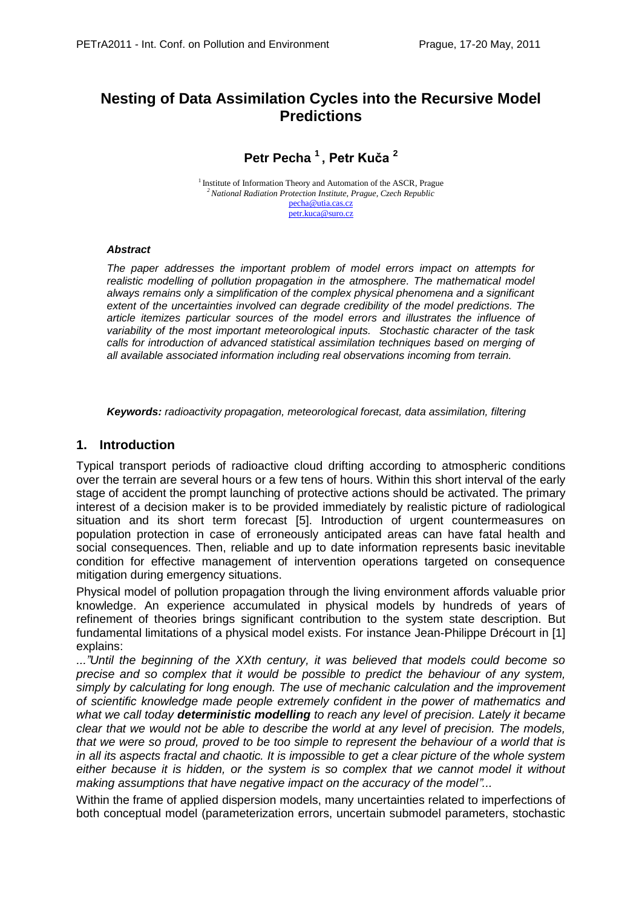# Nesting of Data Assimilation Cycles into the Recursive Model Predictions

**Petr Pecha [1] , Petr Kuča [2]**

[1] Institute of Information Theory and Automation of the ASCR, Prague
[2] *National Radiation Protection Institute, Prague, Czech Republic*
pecha@utia.cas.cz
petr.kuca@suro.cz

***Abstract***

*The paper addresses the important problem of model errors impact on attempts for realistic modelling of pollution propagation in the atmosphere. The mathematical model always remains only a simplification of the complex physical phenomena and a significant extent of the uncertainties involved can degrade credibility of the model predictions. The article itemizes particular sources of the model errors and illustrates the influence of variability of the most important meteorological inputs. Stochastic character of the task calls for introduction of advanced statistical assimilation techniques based on merging of all available associated information including real observations incoming from terrain.*

***Keywords:*** *radioactivity propagation, meteorological forecast, data assimilation, filtering*

## 1. Introduction

Typical transport periods of radioactive cloud drifting according to atmospheric conditions over the terrain are several hours or a few tens of hours. Within this short interval of the early stage of accident the prompt launching of protective actions should be activated. The primary interest of a decision maker is to be provided immediately by realistic picture of radiological situation and its short term forecast [5]. Introduction of urgent countermeasures on population protection in case of erroneously anticipated areas can have fatal health and social consequences. Then, reliable and up to date information represents basic inevitable condition for effective management of intervention operations targeted on consequence mitigation during emergency situations.

Physical model of pollution propagation through the living environment affords valuable prior knowledge. An experience accumulated in physical models by hundreds of years of refinement of theories brings significant contribution to the system state description. But fundamental limitations of a physical model exists. For instance Jean-Philippe Drécourt in [1] explains:

*..."Until the beginning of the XXth century, it was believed that models could become so precise and so complex that it would be possible to predict the behaviour of any system, simply by calculating for long enough. The use of mechanic calculation and the improvement of scientific knowledge made people extremely confident in the power of mathematics and what we call today **deterministic modelling** to reach any level of precision. Lately it became clear that we would not be able to describe the world at any level of precision. The models, that we were so proud, proved to be too simple to represent the behaviour of a world that is in all its aspects fractal and chaotic. It is impossible to get a clear picture of the whole system either because it is hidden, or the system is so complex that we cannot model it without making assumptions that have negative impact on the accuracy of the model"...*

Within the frame of applied dispersion models, many uncertainties related to imperfections of both conceptual model (parameterization errors, uncertain submodel parameters, stochastic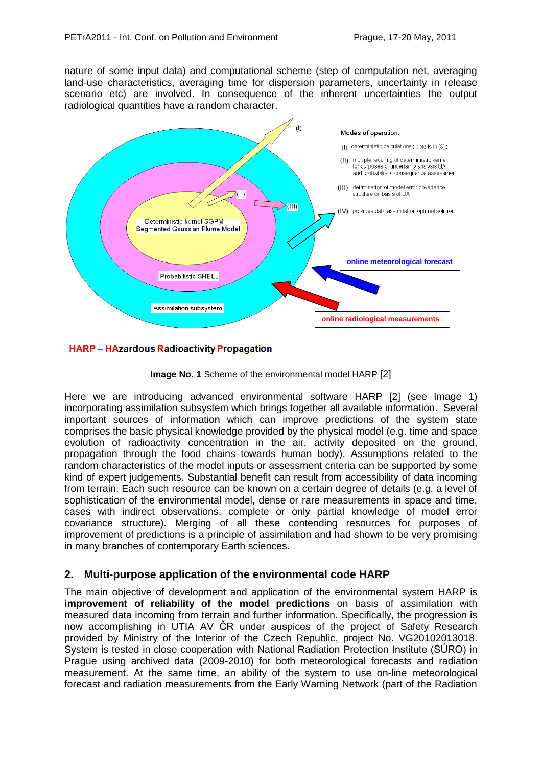nature of some input data) and computational scheme (step of computation net, averaging land-use characteristics, averaging time for dispersion parameters, uncertainty in release scenario etc) are involved. In consequence of the inherent uncertainties the output radiological quantities have a random character.

**HARP – HAzardous Radioactivity Propagation**

**Image No. 1** Scheme of the environmental model HARP [2]

Here we are introducing advanced environmental software HARP [2] (see Image 1) incorporating assimilation subsystem which brings together all available information. Several important sources of information which can improve predictions of the system state comprises the basic physical knowledge provided by the physical model (e.g. time and space evolution of radioactivity concentration in the air, activity deposited on the ground, propagation through the food chains towards human body). Assumptions related to the random characteristics of the model inputs or assessment criteria can be supported by some kind of expert judgements. Substantial benefit can result from accessibility of data incoming from terrain. Each such resource can be known on a certain degree of details (e.g. a level of sophistication of the environmental model, dense or rare measurements in space and time, cases with indirect observations, complete or only partial knowledge of model error covariance structure). Merging of all these contending resources for purposes of improvement of predictions is a principle of assimilation and had shown to be very promising in many branches of contemporary Earth sciences.

## 2. Multi-purpose application of the environmental code HARP

The main objective of development and application of the environmental system HARP is **improvement of reliability of the model predictions** on basis of assimilation with measured data incoming from terrain and further information. Specifically, the progression is now accomplishing in UTIA AV ČR under auspices of the project of Safety Research provided by Ministry of the Interior of the Czech Republic, project No. VG20102013018. System is tested in close cooperation with National Radiation Protection Institute (SÚRO) in Prague using archived data (2009-2010) for both meteorological forecasts and radiation measurement. At the same time, an ability of the system to use on-line meteorological forecast and radiation measurements from the Early Warning Network (part of the Radiation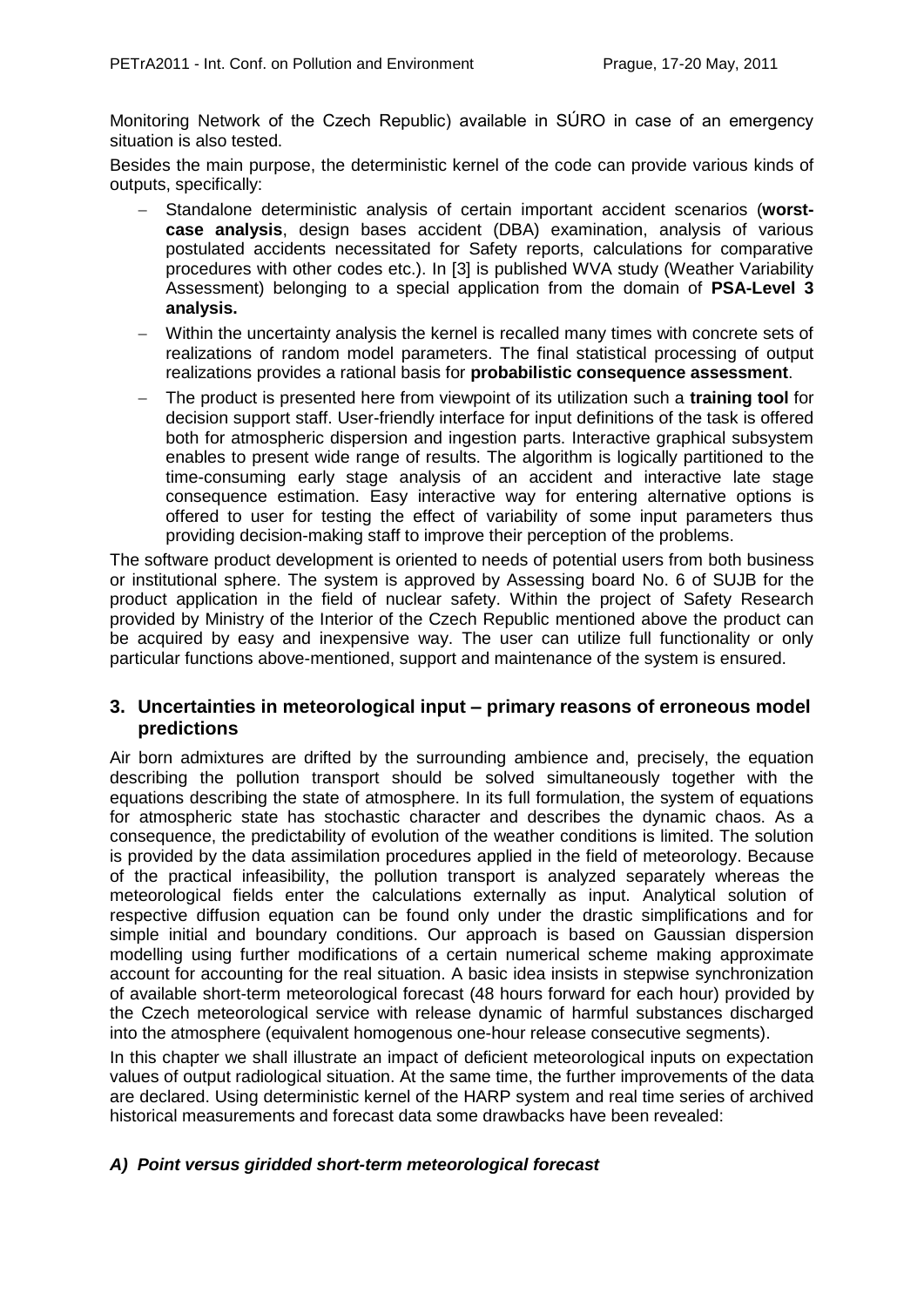Monitoring Network of the Czech Republic) available in SÚRO in case of an emergency situation is also tested.

Besides the main purpose, the deterministic kernel of the code can provide various kinds of outputs, specifically:

- Standalone deterministic analysis of certain important accident scenarios (**worst-case analysis**, design bases accident (DBA) examination, analysis of various postulated accidents necessitated for Safety reports, calculations for comparative procedures with other codes etc.). In [3] is published WVA study (Weather Variability Assessment) belonging to a special application from the domain of **PSA-Level 3 analysis.**
- Within the uncertainty analysis the kernel is recalled many times with concrete sets of realizations of random model parameters. The final statistical processing of output realizations provides a rational basis for **probabilistic consequence assessment**.
- The product is presented here from viewpoint of its utilization such a **training tool** for decision support staff. User-friendly interface for input definitions of the task is offered both for atmospheric dispersion and ingestion parts. Interactive graphical subsystem enables to present wide range of results. The algorithm is logically partitioned to the time-consuming early stage analysis of an accident and interactive late stage consequence estimation. Easy interactive way for entering alternative options is offered to user for testing the effect of variability of some input parameters thus providing decision-making staff to improve their perception of the problems.

The software product development is oriented to needs of potential users from both business or institutional sphere. The system is approved by Assessing board No. 6 of SUJB for the product application in the field of nuclear safety. Within the project of Safety Research provided by Ministry of the Interior of the Czech Republic mentioned above the product can be acquired by easy and inexpensive way. The user can utilize full functionality or only particular functions above-mentioned, support and maintenance of the system is ensured.

## 3. Uncertainties in meteorological input – primary reasons of erroneous model predictions

Air born admixtures are drifted by the surrounding ambience and, precisely, the equation describing the pollution transport should be solved simultaneously together with the equations describing the state of atmosphere. In its full formulation, the system of equations for atmospheric state has stochastic character and describes the dynamic chaos. As a consequence, the predictability of evolution of the weather conditions is limited. The solution is provided by the data assimilation procedures applied in the field of meteorology. Because of the practical infeasibility, the pollution transport is analyzed separately whereas the meteorological fields enter the calculations externally as input. Analytical solution of respective diffusion equation can be found only under the drastic simplifications and for simple initial and boundary conditions. Our approach is based on Gaussian dispersion modelling using further modifications of a certain numerical scheme making approximate account for accounting for the real situation. A basic idea insists in stepwise synchronization of available short-term meteorological forecast (48 hours forward for each hour) provided by the Czech meteorological service with release dynamic of harmful substances discharged into the atmosphere (equivalent homogenous one-hour release consecutive segments).

In this chapter we shall illustrate an impact of deficient meteorological inputs on expectation values of output radiological situation. At the same time, the further improvements of the data are declared. Using deterministic kernel of the HARP system and real time series of archived historical measurements and forecast data some drawbacks have been revealed:

### *A) Point versus giridded short-term meteorological forecast*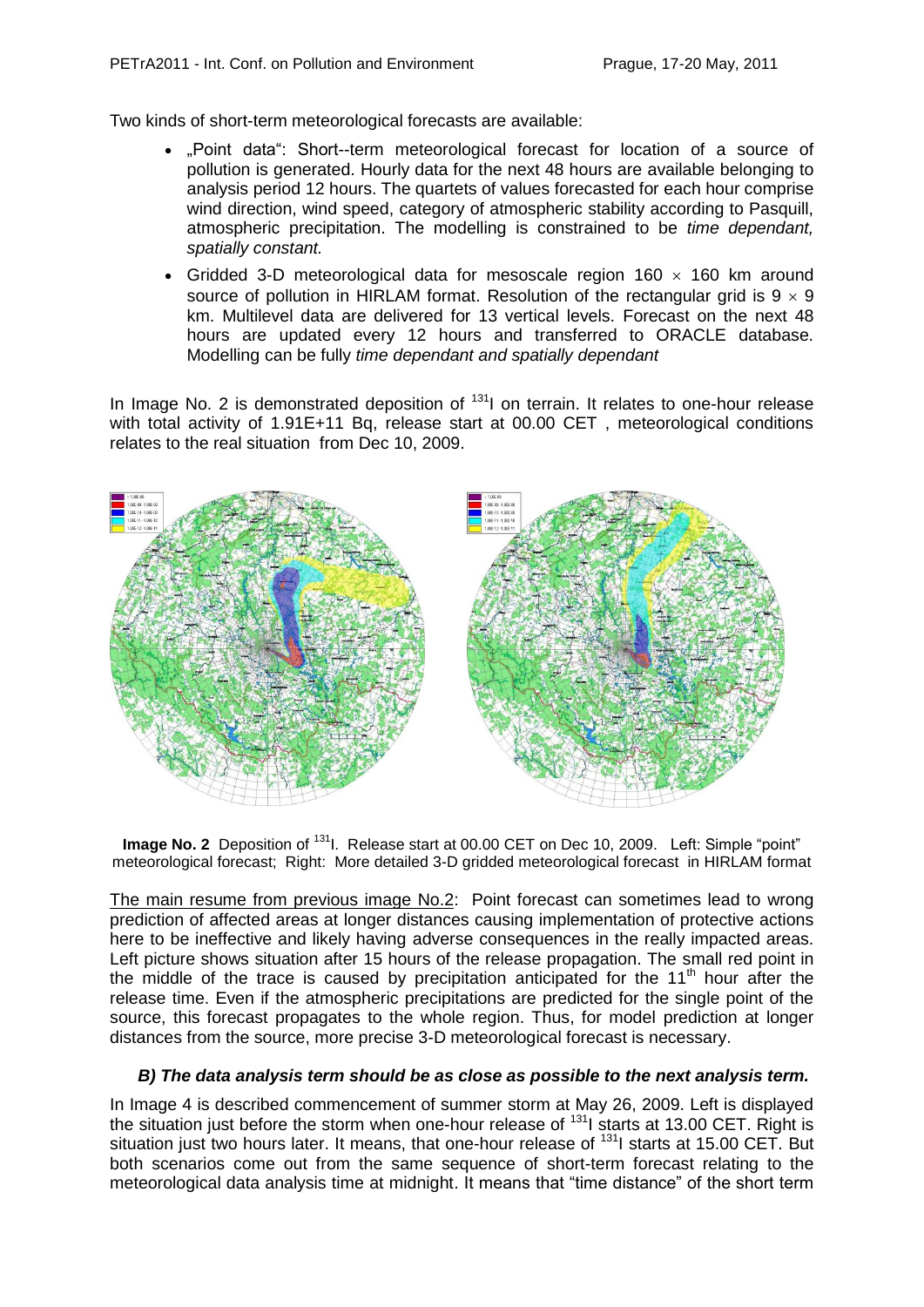Two kinds of short-term meteorological forecasts are available:

- „Point data": Short--term meteorological forecast for location of a source of pollution is generated. Hourly data for the next 48 hours are available belonging to analysis period 12 hours. The quartets of values forecasted for each hour comprise wind direction, wind speed, category of atmospheric stability according to Pasquill, atmospheric precipitation. The modelling is constrained to be *time dependant, spatially constant.*
- Gridded 3-D meteorological data for mesoscale region 160 × 160 km around source of pollution in HIRLAM format. Resolution of the rectangular grid is 9 × 9 km. Multilevel data are delivered for 13 vertical levels. Forecast on the next 48 hours are updated every 12 hours and transferred to ORACLE database. Modelling can be fully *time dependant and spatially dependant*

In Image No. 2 is demonstrated deposition of $^{131}$I on terrain. It relates to one-hour release with total activity of 1.91E+11 Bq, release start at 00.00 CET , meteorological conditions relates to the real situation from Dec 10, 2009.

**Image No. 2** Deposition of $^{131}$I. Release start at 00.00 CET on Dec 10, 2009. Left: Simple "point" meteorological forecast; Right: More detailed 3-D gridded meteorological forecast in HIRLAM format

<u>The main resume from previous image No.2</u>: Point forecast can sometimes lead to wrong prediction of affected areas at longer distances causing implementation of protective actions here to be ineffective and likely having adverse consequences in the really impacted areas. Left picture shows situation after 15 hours of the release propagation. The small red point in the middle of the trace is caused by precipitation anticipated for the 11$^{th}$ hour after the release time. Even if the atmospheric precipitations are predicted for the single point of the source, this forecast propagates to the whole region. Thus, for model prediction at longer distances from the source, more precise 3-D meteorological forecast is necessary.

### *B) The data analysis term should be as close as possible to the next analysis term.*

In Image 4 is described commencement of summer storm at May 26, 2009. Left is displayed the situation just before the storm when one-hour release of $^{131}$I starts at 13.00 CET. Right is situation just two hours later. It means, that one-hour release of $^{131}$I starts at 15.00 CET. But both scenarios come out from the same sequence of short-term forecast relating to the meteorological data analysis time at midnight. It means that "time distance" of the short term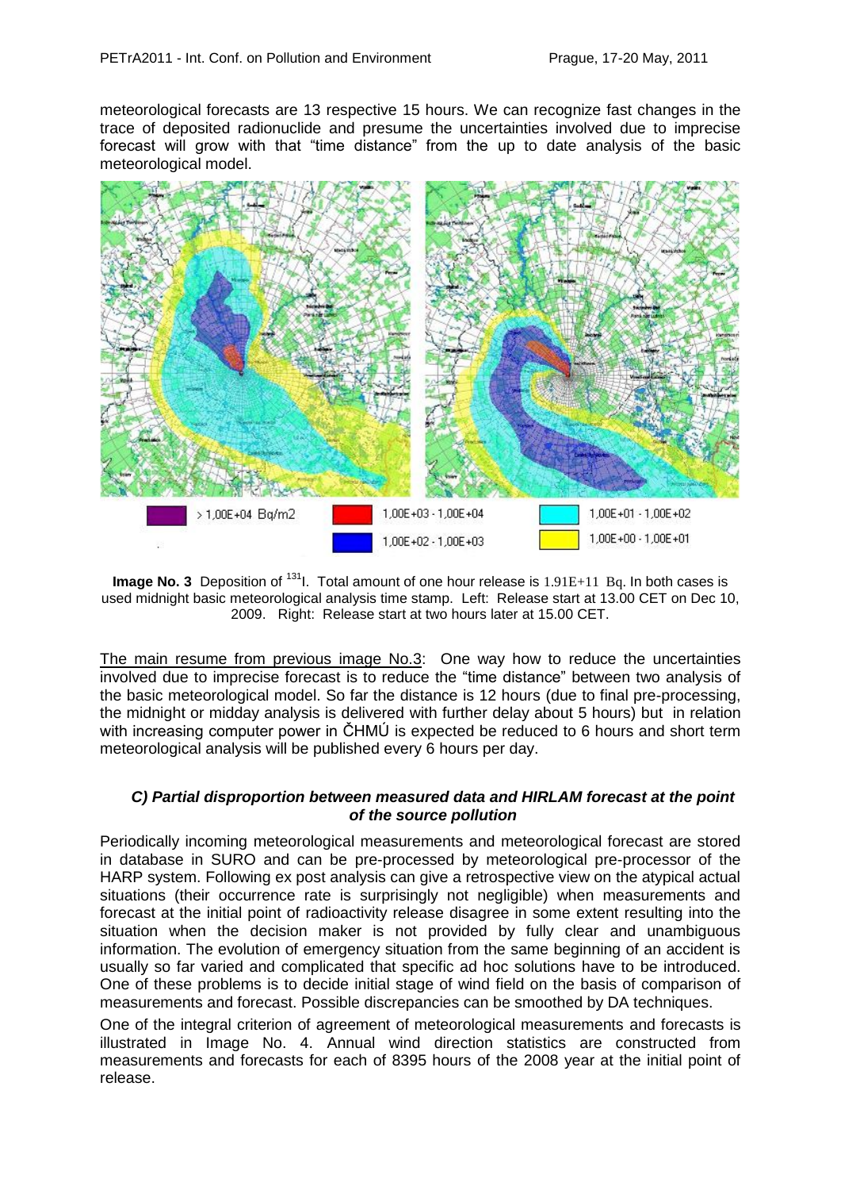meteorological forecasts are 13 respective 15 hours. We can recognize fast changes in the trace of deposited radionuclide and presume the uncertainties involved due to imprecise forecast will grow with that "time distance" from the up to date analysis of the basic meteorological model.

**Image No. 3** Deposition of $^{131}$I. Total amount of one hour release is 1.91E+11 Bq. In both cases is used midnight basic meteorological analysis time stamp. Left: Release start at 13.00 CET on Dec 10, 2009. Right: Release start at two hours later at 15.00 CET.

The main resume from previous image No.3: One way how to reduce the uncertainties involved due to imprecise forecast is to reduce the "time distance" between two analysis of the basic meteorological model. So far the distance is 12 hours (due to final pre-processing, the midnight or midday analysis is delivered with further delay about 5 hours) but in relation with increasing computer power in ČHMÚ is expected be reduced to 6 hours and short term meteorological analysis will be published every 6 hours per day.

### *C) Partial disproportion between measured data and HIRLAM forecast at the point of the source pollution*

Periodically incoming meteorological measurements and meteorological forecast are stored in database in SURO and can be pre-processed by meteorological pre-processor of the HARP system. Following ex post analysis can give a retrospective view on the atypical actual situations (their occurrence rate is surprisingly not negligible) when measurements and forecast at the initial point of radioactivity release disagree in some extent resulting into the situation when the decision maker is not provided by fully clear and unambiguous information. The evolution of emergency situation from the same beginning of an accident is usually so far varied and complicated that specific ad hoc solutions have to be introduced. One of these problems is to decide initial stage of wind field on the basis of comparison of measurements and forecast. Possible discrepancies can be smoothed by DA techniques.

One of the integral criterion of agreement of meteorological measurements and forecasts is illustrated in Image No. 4. Annual wind direction statistics are constructed from measurements and forecasts for each of 8395 hours of the 2008 year at the initial point of release.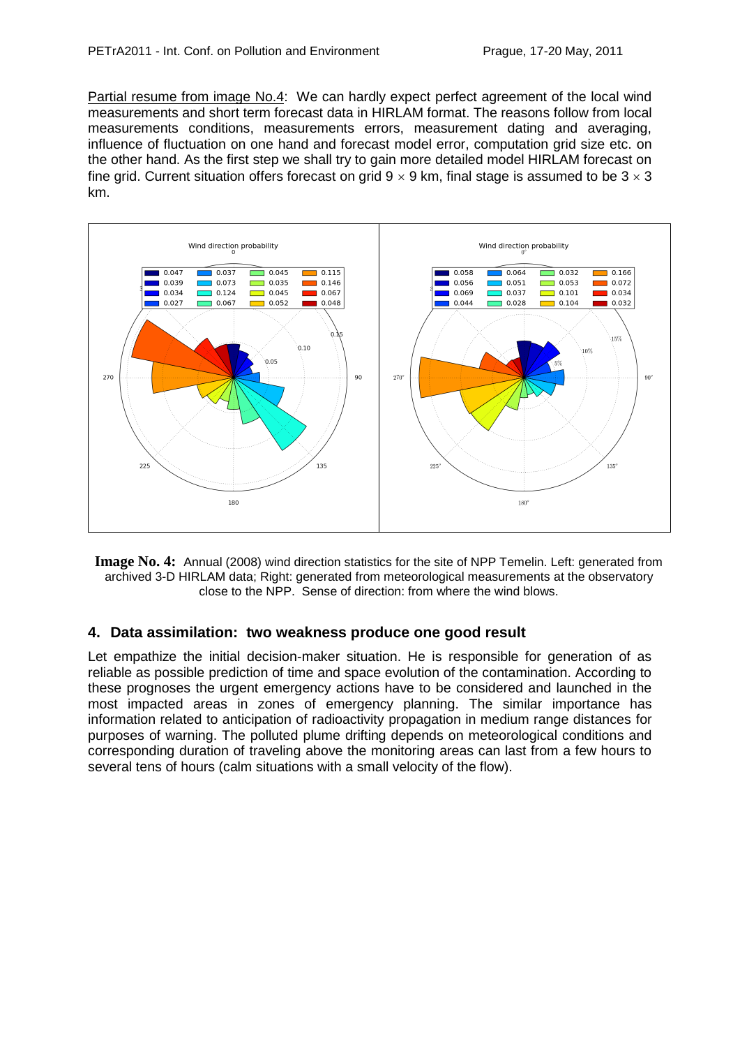Partial resume from image No.4: We can hardly expect perfect agreement of the local wind measurements and short term forecast data in HIRLAM format. The reasons follow from local measurements conditions, measurements errors, measurement dating and averaging, influence of fluctuation on one hand and forecast model error, computation grid size etc. on the other hand. As the first step we shall try to gain more detailed model HIRLAM forecast on fine grid. Current situation offers forecast on grid $9 \times 9$ km, final stage is assumed to be $3 \times 3$ km.

**Image No. 4:** Annual (2008) wind direction statistics for the site of NPP Temelin. Left: generated from archived 3-D HIRLAM data; Right: generated from meteorological measurements at the observatory close to the NPP. Sense of direction: from where the wind blows.

## 4. Data assimilation: two weakness produce one good result

Let empathize the initial decision-maker situation. He is responsible for generation of as reliable as possible prediction of time and space evolution of the contamination. According to these prognoses the urgent emergency actions have to be considered and launched in the most impacted areas in zones of emergency planning. The similar importance has information related to anticipation of radioactivity propagation in medium range distances for purposes of warning. The polluted plume drifting depends on meteorological conditions and corresponding duration of traveling above the monitoring areas can last from a few hours to several tens of hours (calm situations with a small velocity of the flow).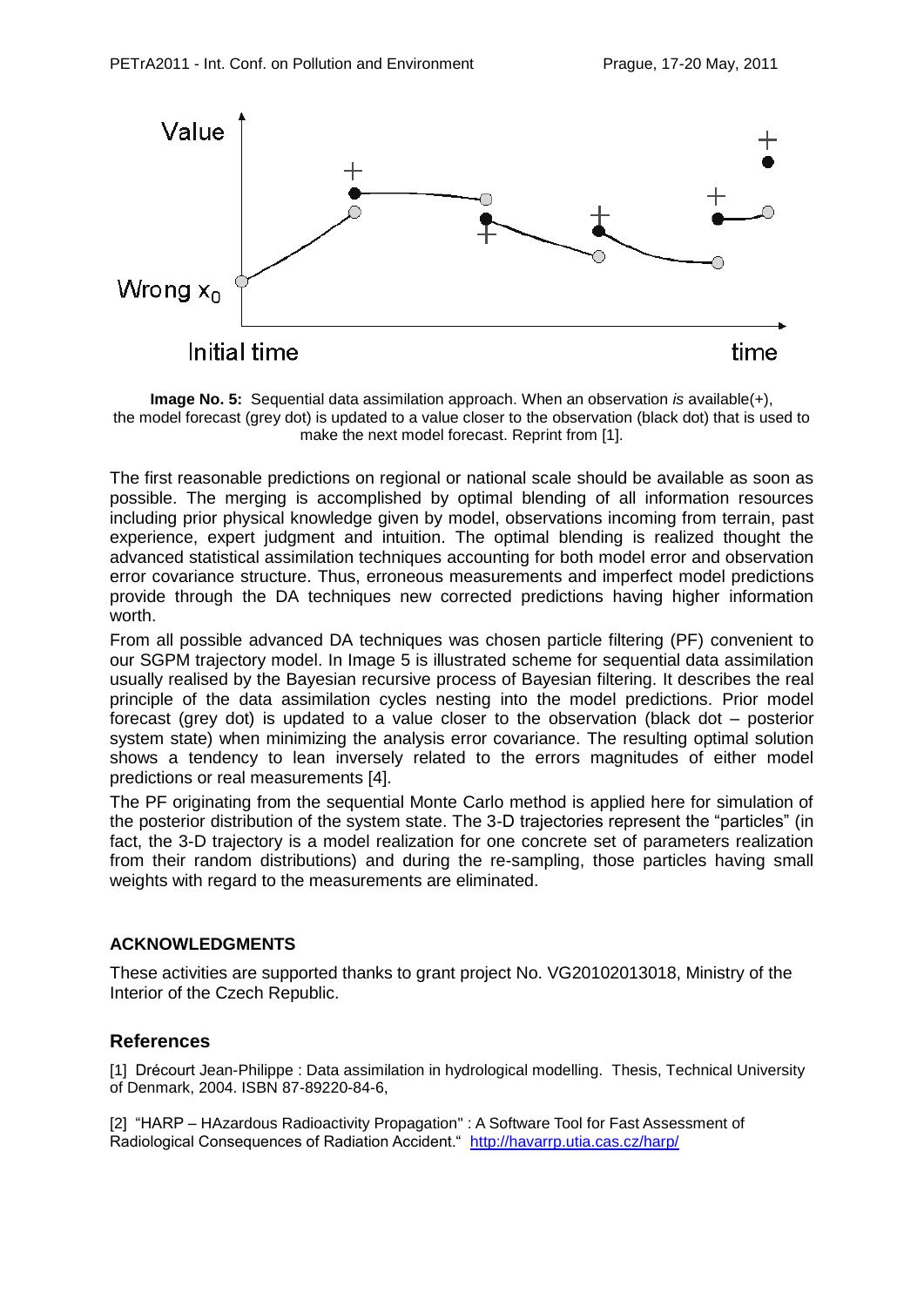**Image No. 5:** Sequential data assimilation approach. When an observation *is* available(+), the model forecast (grey dot) is updated to a value closer to the observation (black dot) that is used to make the next model forecast. Reprint from [1].

The first reasonable predictions on regional or national scale should be available as soon as possible. The merging is accomplished by optimal blending of all information resources including prior physical knowledge given by model, observations incoming from terrain, past experience, expert judgment and intuition. The optimal blending is realized thought the advanced statistical assimilation techniques accounting for both model error and observation error covariance structure. Thus, erroneous measurements and imperfect model predictions provide through the DA techniques new corrected predictions having higher information worth.

From all possible advanced DA techniques was chosen particle filtering (PF) convenient to our SGPM trajectory model. In Image 5 is illustrated scheme for sequential data assimilation usually realised by the Bayesian recursive process of Bayesian filtering. It describes the real principle of the data assimilation cycles nesting into the model predictions. Prior model forecast (grey dot) is updated to a value closer to the observation (black dot – posterior system state) when minimizing the analysis error covariance. The resulting optimal solution shows a tendency to lean inversely related to the errors magnitudes of either model predictions or real measurements [4].

The PF originating from the sequential Monte Carlo method is applied here for simulation of the posterior distribution of the system state. The 3-D trajectories represent the "particles" (in fact, the 3-D trajectory is a model realization for one concrete set of parameters realization from their random distributions) and during the re-sampling, those particles having small weights with regard to the measurements are eliminated.

**ACKNOWLEDGMENTS**

These activities are supported thanks to grant project No. VG20102013018, Ministry of the Interior of the Czech Republic.

## References

[1] Drécourt Jean-Philippe : Data assimilation in hydrological modelling. Thesis, Technical University of Denmark, 2004. ISBN 87-89220-84-6,

[2] "HARP – HAzardous Radioactivity Propagation" : A Software Tool for Fast Assessment of Radiological Consequences of Radiation Accident." http://havarrp.utia.cas.cz/harp/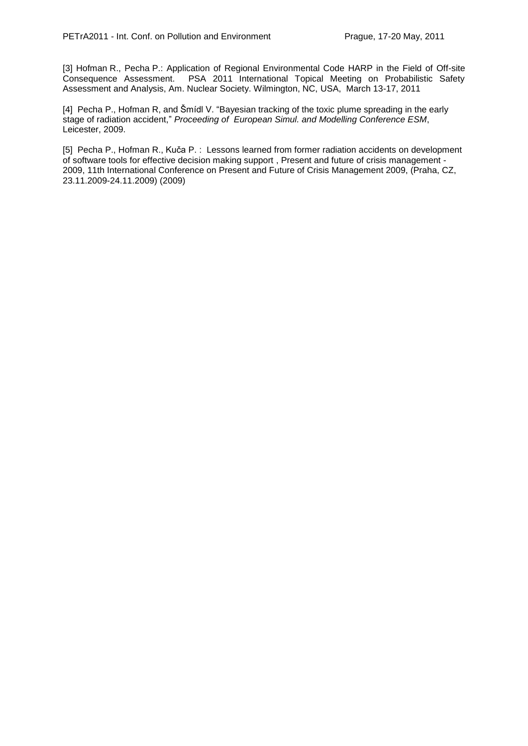[3] Hofman R., Pecha P.: Application of Regional Environmental Code HARP in the Field of Off-site Consequence Assessment. PSA 2011 International Topical Meeting on Probabilistic Safety Assessment and Analysis, Am. Nuclear Society. Wilmington, NC, USA, March 13-17, 2011

[4] Pecha P., Hofman R, and Šmídl V. "Bayesian tracking of the toxic plume spreading in the early stage of radiation accident," *Proceeding of European Simul. and Modelling Conference ESM*, Leicester, 2009.

[5] Pecha P., Hofman R., Kuča P. : Lessons learned from former radiation accidents on development of software tools for effective decision making support , Present and future of crisis management - 2009, 11th International Conference on Present and Future of Crisis Management 2009, (Praha, CZ, 23.11.2009-24.11.2009) (2009)